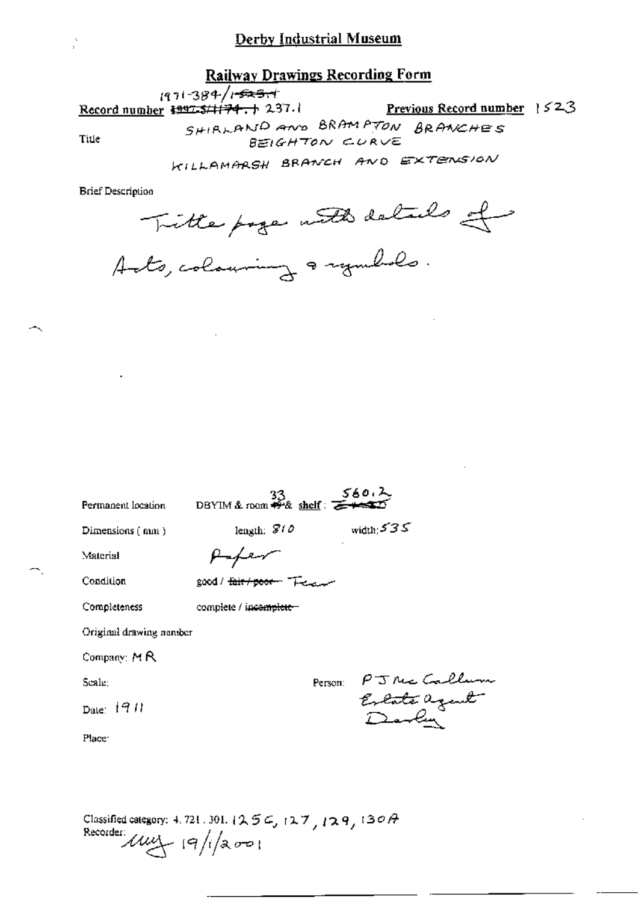## Derby Industrial Museum

### Railway Drawings Recording Form

Record number 1971-384/~~1523.1~~ ~~1997-5/1174.+~~ 237.1

Previous Record number 1523

Title SHIRLAND AND BRAMPTON BRANCHES
BEIGHTON CURVE
KILLAMARSH BRANCH AND EXTENSION

Brief Description

Title page with details of Acts, colouring & symbols.

Permanent location DBYIM & room 33 ~~49~~ & shelf: 560.2 ~~~~

Dimensions (mm) length: 810 width: 535

Material Paper

Condition good / ~~fair / poor~~ Fear

Completeness complete / ~~incomplete~~

Original drawing number

Company: MR

Scale:

Person: PJ McCallum Estate agent Derby

Date: 1911

Place:

Classified category: 4. 721. 301. 125C, 127, 129, 130A

Recorder: 19/1/2001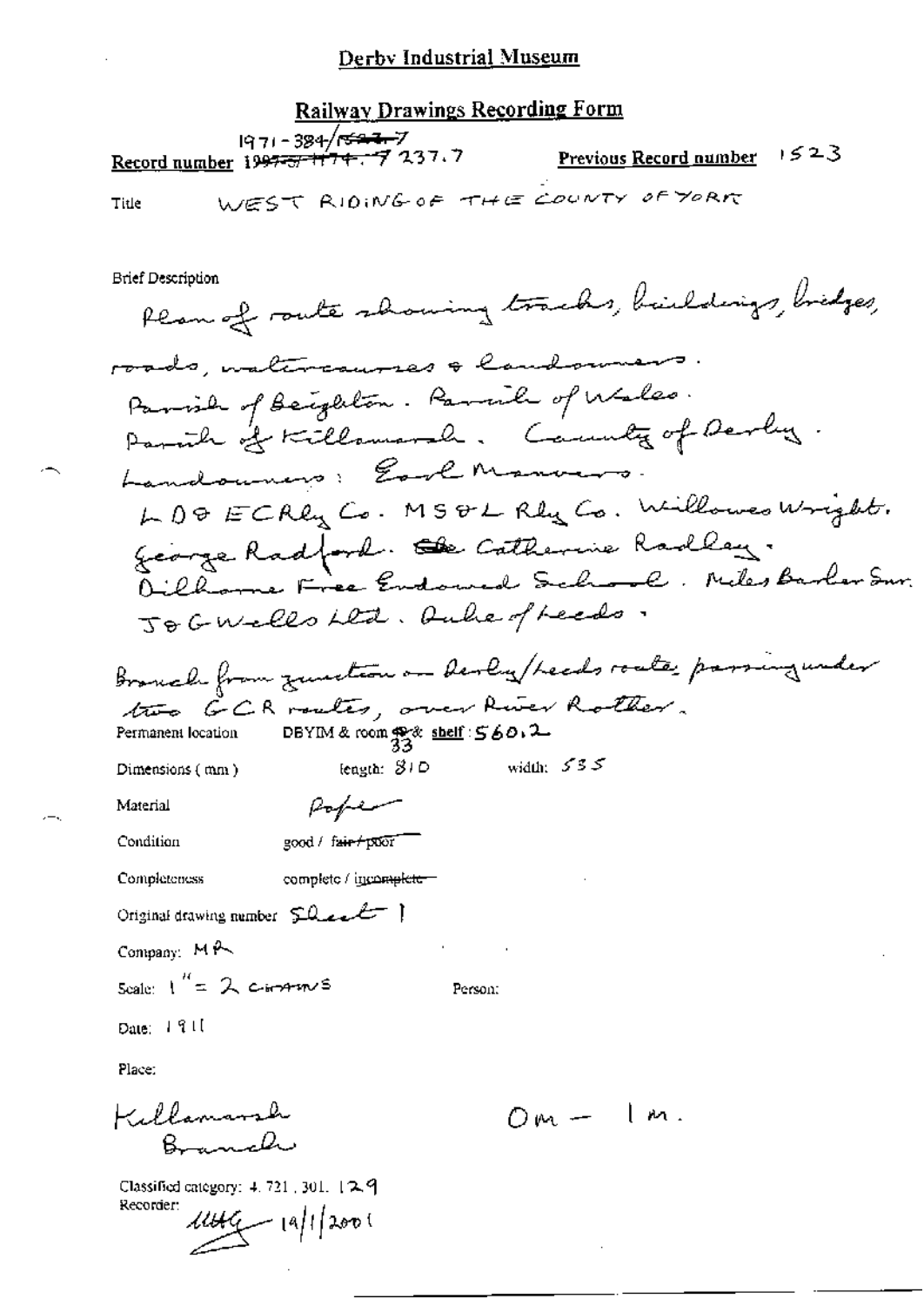# Derby Industrial Museum

## Railway Drawings Recording Form

Record number 1971-384/~~1597-7~~ ~~1997-5/1174.~~7237.7

Previous Record number 1523

Title WEST RIDING OF THE COUNTY OF YORK

Brief Description

Plan of route showing tracks, buildings, bridges, roads, watercourses & landowners.
Parish of Beighton. Parish of Wales.
Parish of Killamarsh. County of Derby.
Landowners: Earl Manvers.
LD & ECRly Co. MS & L Rly Co. Willowes Wright.
George Radford. ~~the~~ Catherine Radley.
Dilhorne Free Endowed School. Miles Barber Snr.
J & G Wells Ltd. Duke of Leeds.

Branch from junction on Derby/Leeds route, passing under two GCR routes, over River Rother.

Permanent location DBYIM & room 33 & shelf: 560.2

Dimensions (mm) length: 810 width: 535

Material Paper

Condition good / ~~fair / poor~~

Completeness complete / ~~incomplete~~

Original drawing number Sheet 1

Company: MR

Scale: 1" = 2 chains

Person:

Date: 1911

Place:

Killamarsh Branch

0m – 1m.

Classified category: 4.721.301.129

Recorder: [signature] 19/1/2001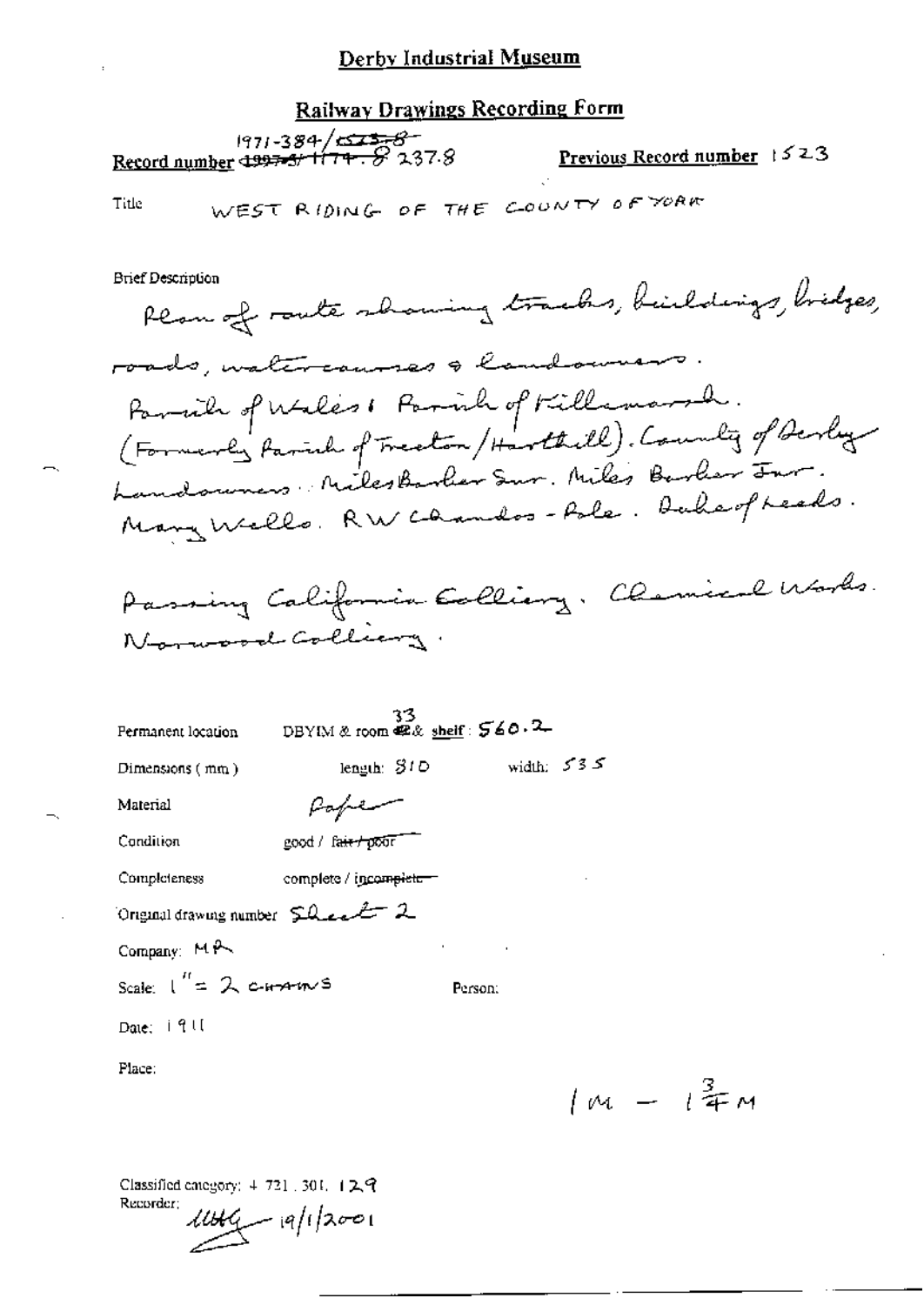# Derby Industrial Museum

## Railway Drawings Recording Form

Record number ~~1997-5/1174~~ 1971-384/~~1523.8~~ 237.8

Previous Record number 1523

Title WEST RIDING OF THE COUNTY OF YORK

Brief Description

Plan of route showing tracks, buildings, bridges, roads, watercourses & landowners.
Parish of Wales & Parish of Killamarsh.
(Formerly Parish of Treeton/Harthill). County of Derby
Landowners: Miles Barber Snr. Miles Barber Jnr.
Mary Wells. RW Chandos-Pole. Duke of Leeds.

Passing California Colliery. Chemical Works.
Norwood Colliery.

Permanent location DBYIM & room ~~42~~ 33 & shelf: 560.2

Dimensions (mm) length: 810 width: 535

Material Paper

Condition good / ~~fair / poor~~

Completeness complete / ~~incomplete~~

Original drawing number Sheet 2

Company: MR

Scale: 1" = 2 CHAINS

Person:

Date: 1911

Place:

1M – $1\frac{3}{4}$M

Classified category: 4. 721. 301. 129

Recorder: [signature] 19/1/2001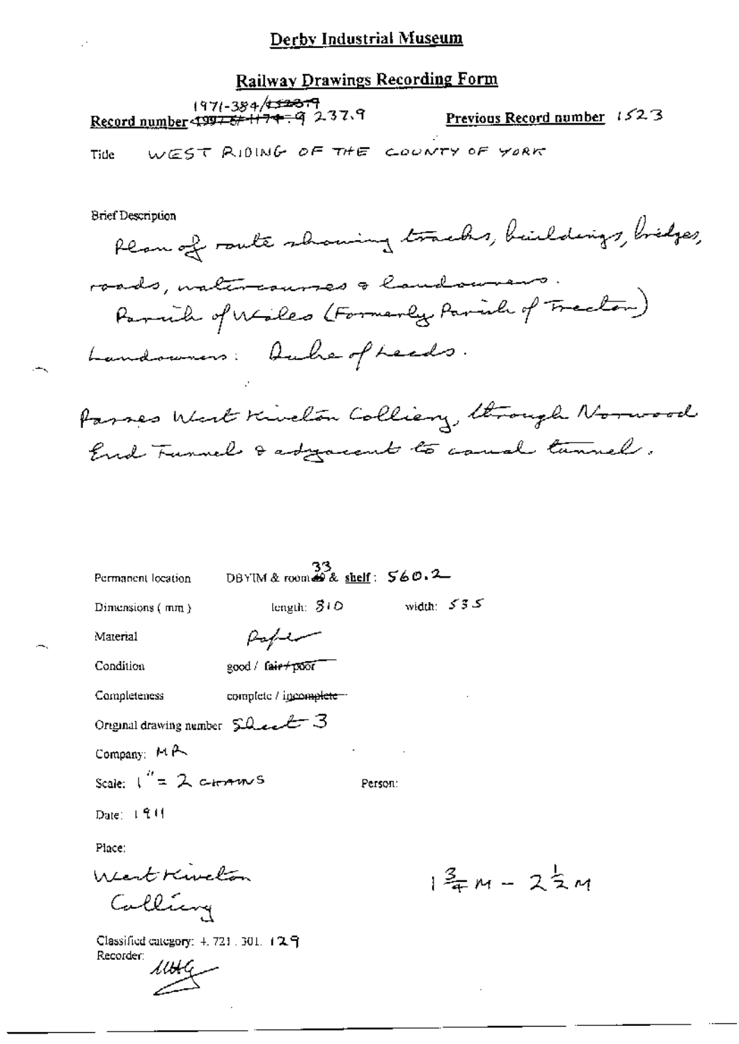# Derby Industrial Museum

## Railway Drawings Recording Form

**Record number** 1971-384/~~1523.9~~ ~~1997-5/1174~~ 9237.9 **Previous Record number** 1523

Title WEST RIDING OF THE COUNTY OF YORK

Brief Description

Plan of route showing tracks, buildings, bridges, roads, watercourses & landowners.
Parish of Wales (Formerly Parish of Treeton)
Landowners: Duke of Leeds.

Passes West Kiveton Colliery, through Norwood End Tunnel & adjacent to canal tunnel.

Permanent location DBYIM & room 33 & shelf: 560.2

Dimensions (mm) length: 810 width: 535

Material Paper

Condition good / ~~fair / poor~~

Completeness complete / ~~incomplete~~

Original drawing number Sheet 3

Company: MR

Scale: 1" = 2 CHAINS Person:

Date: 1911

Place:

West Kiveton Colliery

$1\frac{3}{4}$ M – $2\frac{1}{2}$ M

Classified category: 4.721.301.129

Recorder: MHG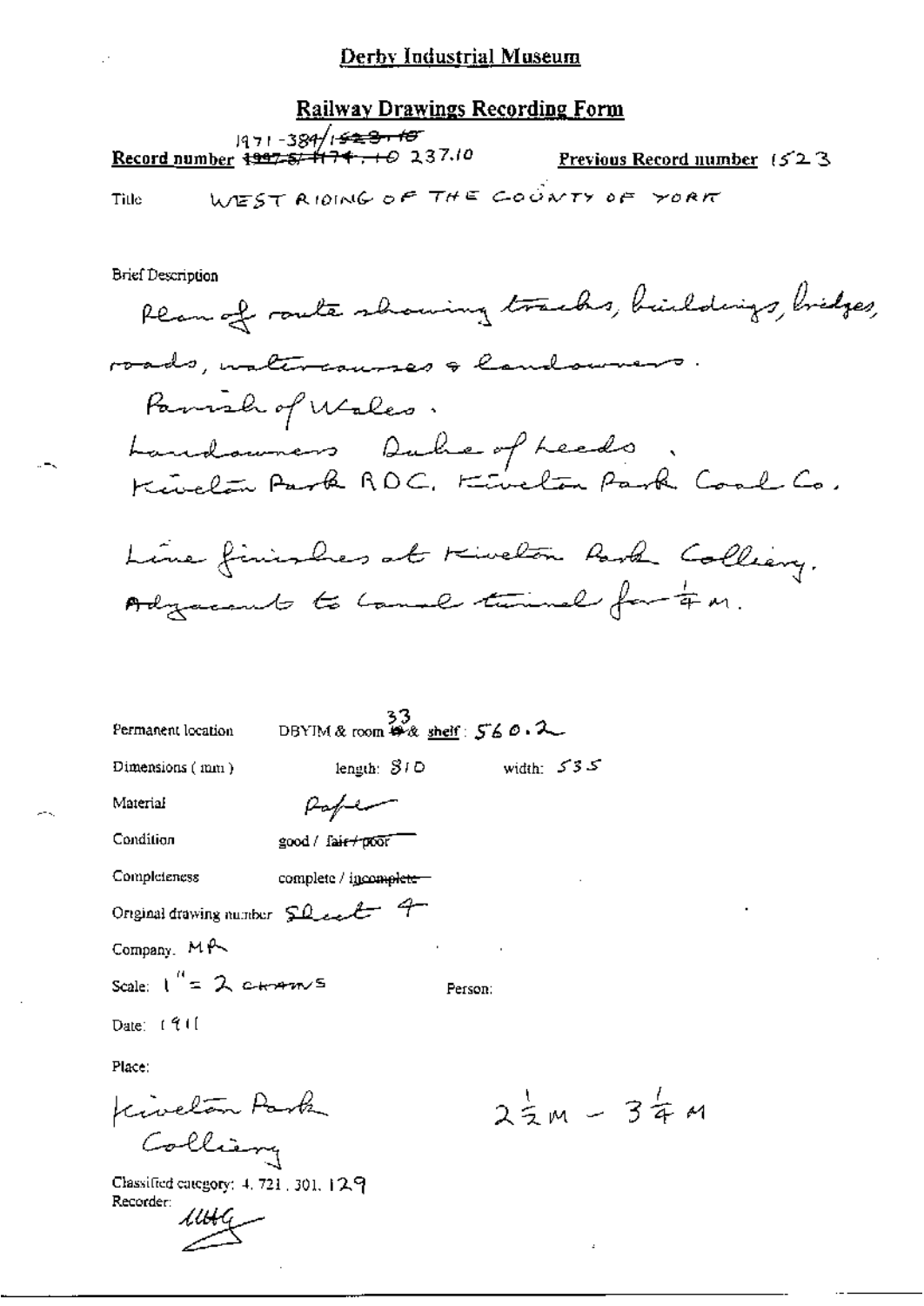# Derby Industrial Museum

## Railway Drawings Recording Form

Record number ~~1997-5/1174, 10~~ 1971-384/~~1523, 10~~ 237.10 Previous Record number 1523

Title WEST RIDING OF THE COUNTY OF YORK

Brief Description

Plan of route showing tracks, buildings, bridges, roads, watercourses & landowners.

Parish of Wales.

Landowners Duke of Leeds, Kiveton Park RDC, Kiveton Park Coal Co.

Line finishes at Kiveton Park Colliery. Adjacent to canal tunnel for ¼ M.

Permanent location DBYIM & room 33 & shelf: 560.2

Dimensions (mm) length: 810 width: 535

Material Paper

Condition good / ~~fair / poor~~

Completeness complete / ~~incomplete~~

Original drawing number Sheet 4

Company. MR

Scale: 1" = 2 chains

Person:

Date: 1911

Place:

Kiveton Park Colliery

2½ M – 3¼ M

Classified category: 4. 721. 301. 129

Recorder: MHG